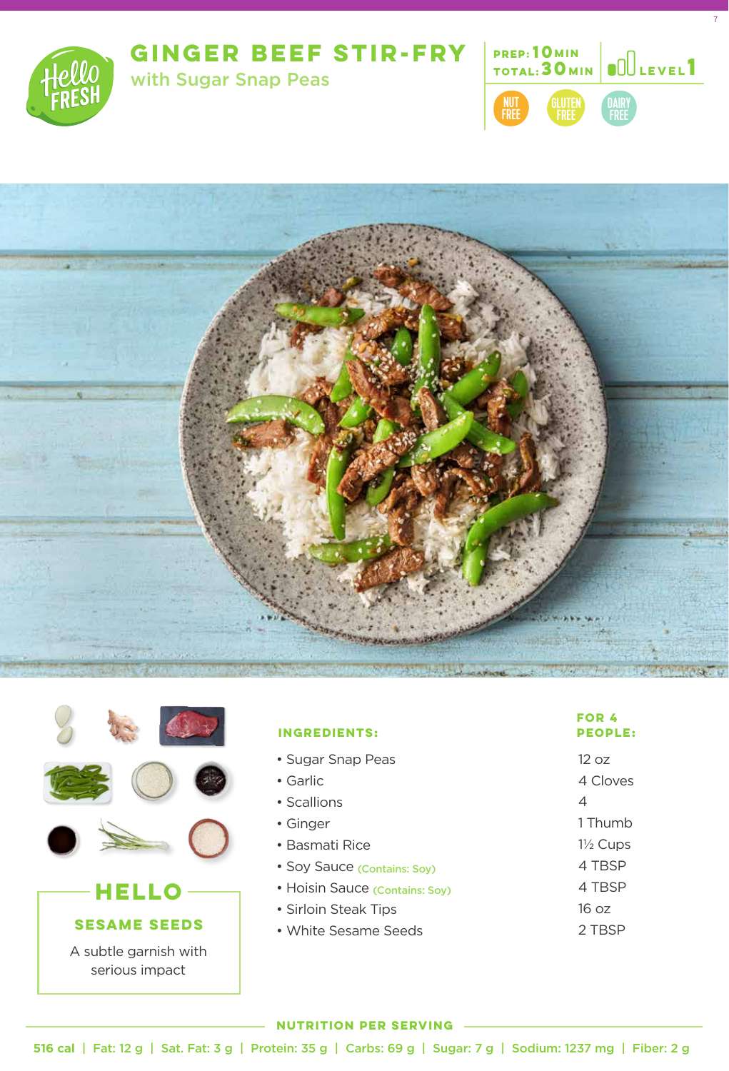# GINGER BEEF STIR-FRY

## with Sugar Snap Peas

PREP: 10 MIN
TOTAL: 30 MIN

LEVEL 1

NUT FREE | GLUTEN FREE | DAIRY FREE

## HELLO

### SESAME SEEDS

A subtle garnish with serious impact

| INGREDIENTS: | FOR 4 PEOPLE: |
|---|---|
| • Sugar Snap Peas | 12 oz |
| • Garlic | 4 Cloves |
| • Scallions | 4 |
| • Ginger | 1 Thumb |
| • Basmati Rice | 1½ Cups |
| • Soy Sauce (Contains: Soy) | 4 TBSP |
| • Hoisin Sauce (Contains: Soy) | 4 TBSP |
| • Sirloin Steak Tips | 16 oz |
| • White Sesame Seeds | 2 TBSP |

### NUTRITION PER SERVING

516 cal | Fat: 12 g | Sat. Fat: 3 g | Protein: 35 g | Carbs: 69 g | Sugar: 7 g | Sodium: 1237 mg | Fiber: 2 g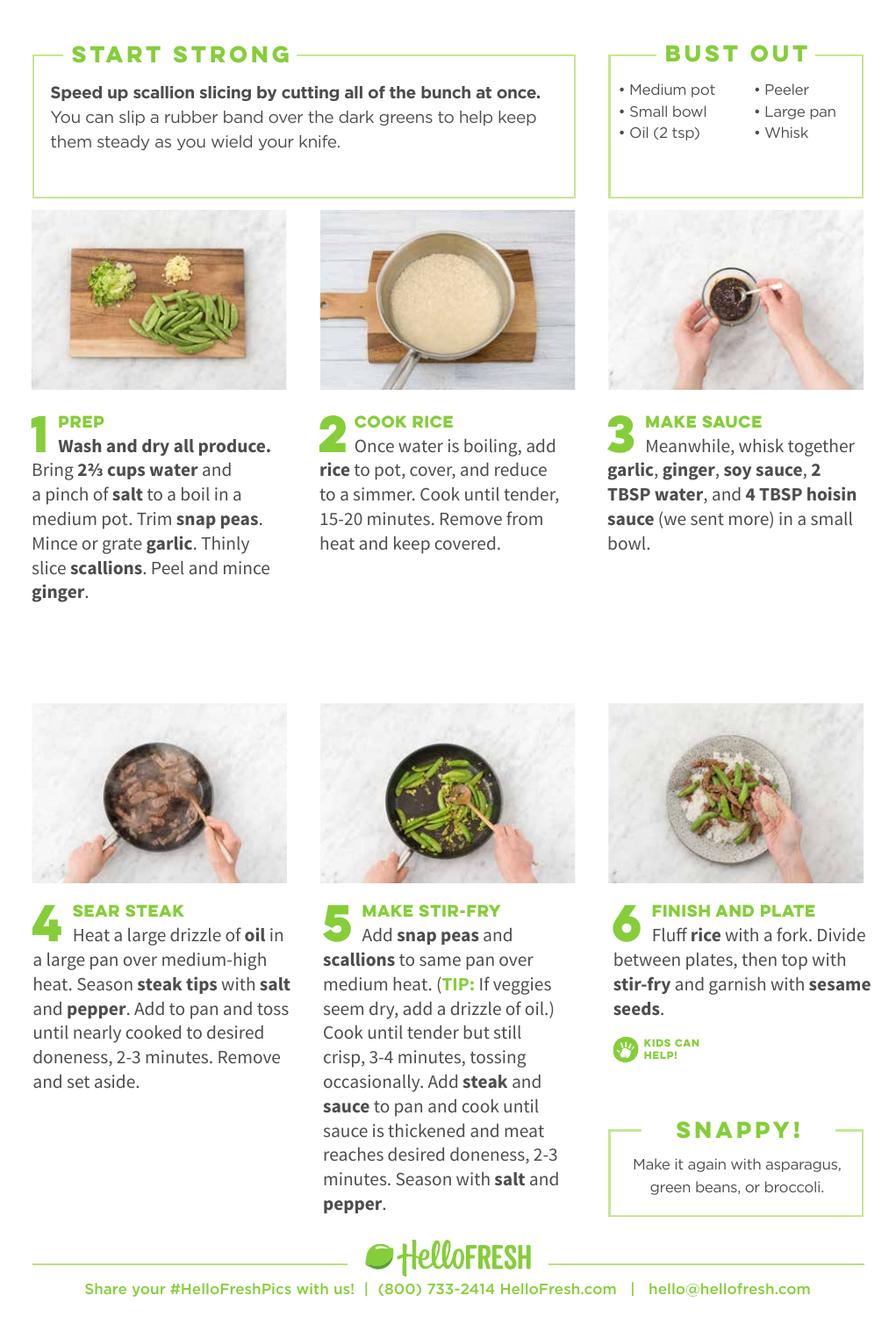## START STRONG

**Speed up scallion slicing by cutting all of the bunch at once.** You can slip a rubber band over the dark greens to help keep them steady as you wield your knife.

## BUST OUT

- Medium pot
- Small bowl
- Oil (2 tsp)
- Peeler
- Large pan
- Whisk

### 1 PREP

**Wash and dry all produce.** Bring **2⅔ cups water** and a pinch of **salt** to a boil in a medium pot. Trim **snap peas**. Mince or grate **garlic**. Thinly slice **scallions**. Peel and mince **ginger**.

### 2 COOK RICE

Once water is boiling, add **rice** to pot, cover, and reduce to a simmer. Cook until tender, 15-20 minutes. Remove from heat and keep covered.

### 3 MAKE SAUCE

Meanwhile, whisk together **garlic**, **ginger**, **soy sauce**, **2 TBSP water**, and **4 TBSP hoisin sauce** (we sent more) in a small bowl.

### 4 SEAR STEAK

Heat a large drizzle of **oil** in a large pan over medium-high heat. Season **steak tips** with **salt** and **pepper**. Add to pan and toss until nearly cooked to desired doneness, 2-3 minutes. Remove and set aside.

### 5 MAKE STIR-FRY

Add **snap peas** and **scallions** to same pan over medium heat. (**TIP:** If veggies seem dry, add a drizzle of oil.) Cook until tender but still crisp, 3-4 minutes, tossing occasionally. Add **steak** and **sauce** to pan and cook until sauce is thickened and meat reaches desired doneness, 2-3 minutes. Season with **salt** and **pepper**.

### 6 FINISH AND PLATE

Fluff **rice** with a fork. Divide between plates, then top with **stir-fry** and garnish with **sesame seeds**.

KIDS CAN HELP!

## SNAPPY!

Make it again with asparagus, green beans, or broccoli.

HelloFRESH

Share your #HelloFreshPics with us! | (800) 733-2414 HelloFresh.com | hello@hellofresh.com